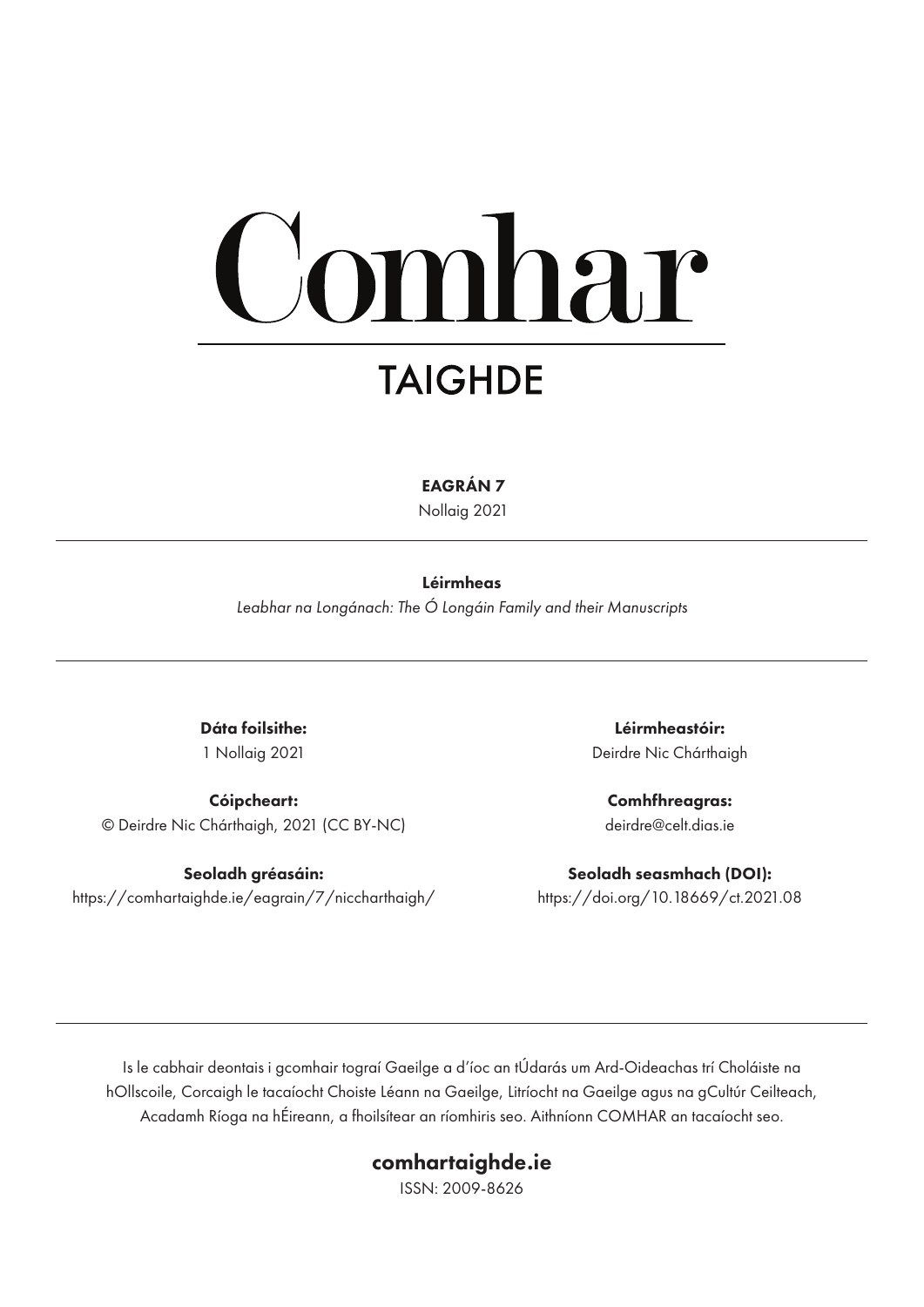# Comhar

## TAIGHDE

**EAGRÁN 7**

Nollaig 2021

---

**Léirmheas**

*Leabhar na Longánach: The Ó Longáin Family and their Manuscripts*

---

**Dáta foilsithe:**
1 Nollaig 2021

**Léirmheastóir:**
Deirdre Nic Chárthaigh

**Cóipcheart:**
© Deirdre Nic Chárthaigh, 2021 (CC BY-NC)

**Comhfhreagras:**
deirdre@celt.dias.ie

**Seoladh gréasáin:**
https://comhartaighde.ie/eagrain/7/niccharthaigh/

**Seoladh seasmhach (DOI):**
https://doi.org/10.18669/ct.2021.08

---

Is le cabhair deontais i gcomhair tograí Gaeilge a d'íoc an tÚdarás um Ard-Oideachas trí Choláiste na hOllscoile, Corcaigh le tacaíocht Choiste Léann na Gaeilge, Litríocht na Gaeilge agus na gCultúr Ceilteach, Acadamh Ríoga na hÉireann, a fhoilsítear an ríomhiris seo. Aithníonn COMHAR an tacaíocht seo.

**comhartaighde.ie**

ISSN: 2009-8626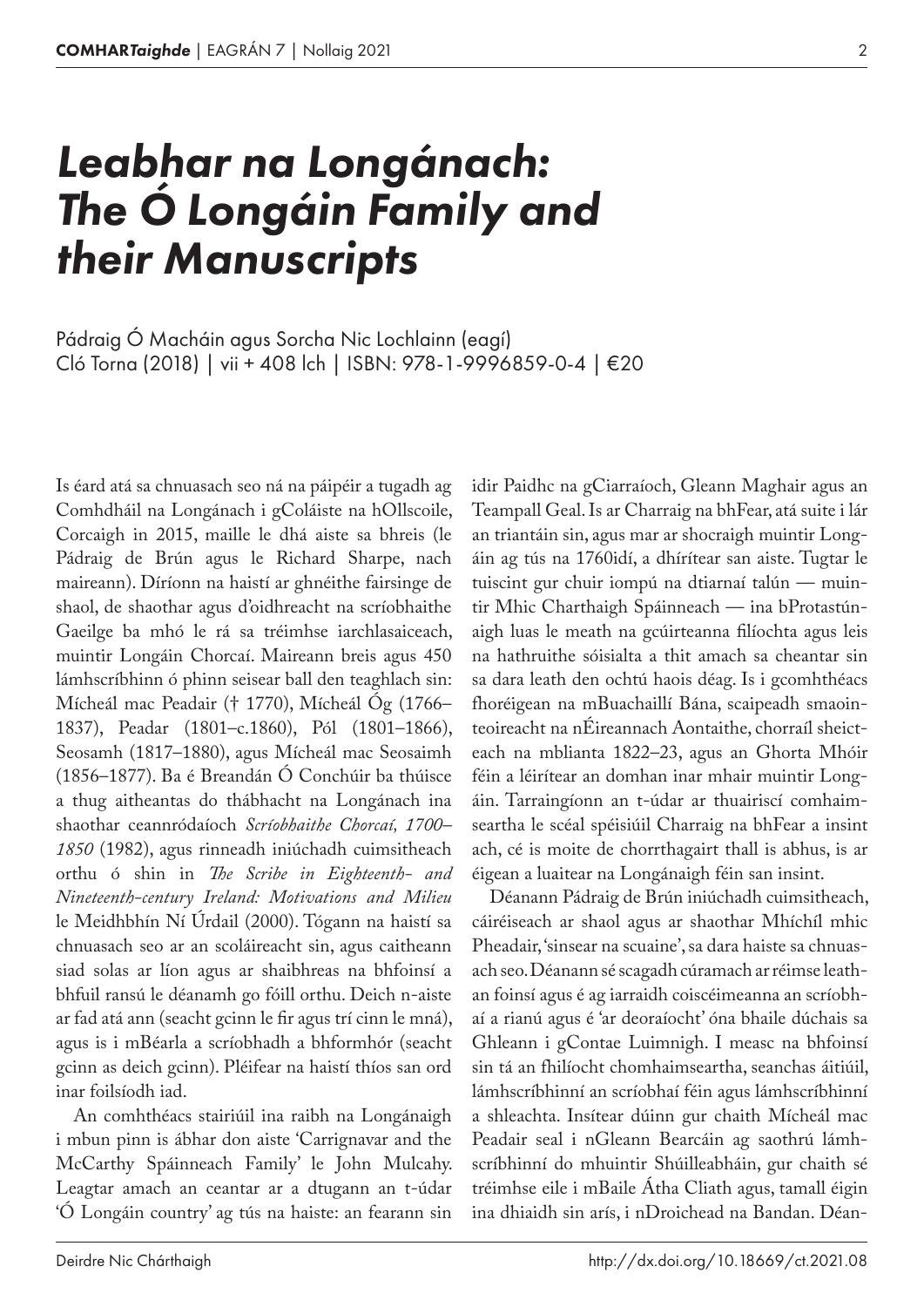# *Leabhar na Longánach: The Ó Longáin Family and their Manuscripts*

Pádraig Ó Macháin agus Sorcha Nic Lochlainn (eagí)
Cló Torna (2018) | vii + 408 lch | ISBN: 978-1-9996859-0-4 | €20

Is éard atá sa chnuasach seo ná na páipéir a tugadh ag Comhdháil na Longánach i gColáiste na hOllscoile, Corcaigh in 2015, maille le dhá aiste sa bhreis (le Pádraig de Brún agus le Richard Sharpe, nach maireann). Díríonn na haistí ar ghnéithe fairsinge de shaol, de shaothar agus d'oidhreacht na scríobhaithe Gaeilge ba mhó le rá sa tréimhse iarchlasaiceach, muintir Longáin Chorcaí. Maireann breis agus 450 lámhscríbhinn ó phinn seisear ball den teaghlach sin: Mícheál mac Peadair († 1770), Mícheál Óg (1766–1837), Peadar (1801–c.1860), Pól (1801–1866), Seosamh (1817–1880), agus Mícheál mac Seosaimh (1856–1877). Ba é Breandán Ó Conchúir ba thúisce a thug aitheantas do thábhacht na Longánach ina shaothar ceannródaíoch *Scríobhaithe Chorcaí, 1700–1850* (1982), agus rinneadh iniúchadh cuimsitheach orthu ó shin in *The Scribe in Eighteenth- and Nineteenth-century Ireland: Motivations and Milieu* le Meidhbhín Ní Úrdail (2000). Tógann na haistí sa chnuasach seo ar an scoláireacht sin, agus caitheann siad solas ar líon agus ar shaibhreas na bhfoinsí a bhfuil ransú le déanamh go fóill orthu. Deich n-aiste ar fad atá ann (seacht gcinn le fir agus trí cinn le mná), agus is i mBéarla a scríobhadh a bhformhór (seacht gcinn as deich gcinn). Pléifear na haistí thíos san ord inar foilsíodh iad.

An comhthéacs stairiúil ina raibh na Longánaigh i mbun pinn is ábhar don aiste 'Carrignavar and the McCarthy Spáinneach Family' le John Mulcahy. Leagtar amach an ceantar ar a dtugann an t-údar 'Ó Longáin country' ag tús na haiste: an fearann sin idir Paidhc na gCiarraíoch, Gleann Maghair agus an Teampall Geal. Is ar Charraig na bhFear, atá suite i lár an triantáin sin, agus mar ar shocraigh muintir Longáin ag tús na 1760idí, a dhírítear san aiste. Tugtar le tuiscint gur chuir iompú na dtiarnaí talún — muintir Mhic Charthaigh Spáinneach — ina bProtastúnaigh luas le meath na gcúirteanna filíochta agus leis na hathruithe sóisialta a thit amach sa cheantar sin sa dara leath den ochtú haois déag. Is i gcomhthéacs fhoréigean na mBuachaillí Bána, scaipeadh smaointeoireacht na nÉireannach Aontaithe, chorraíl sheicteach na mblianta 1822–23, agus an Ghorta Mhóir féin a léirítear an domhan inar mhair muintir Longáin. Tarraingíonn an t-údar ar thuairiscí comhaimseartha le scéal spéisiúil Charraig na bhFear a insint ach, cé is moite de chorrthagairt thall is abhus, is ar éigean a luaitear na Longánaigh féin san insint.

Déanann Pádraig de Brún iniúchadh cuimsitheach, cáiréiseach ar shaol agus ar shaothar Mhíchíl mhic Pheadair, 'sinsear na scuaine', sa dara haiste sa chnuasach seo. Déanann sé scagadh cúramach ar réimse leathan foinsí agus é ag iarraidh coiscéimeanna an scríobhaí a rianú agus é 'ar deoraíocht' óna bhaile dúchais sa Ghleann i gContae Luimnigh. I measc na bhfoinsí sin tá an fhilíocht chomhaimseartha, seanchas áitiúil, lámhscríbhinní an scríobhaí féin agus lámhscríbhinní a shleachta. Insítear dúinn gur chaith Mícheál mac Peadair seal i nGleann Bearcáin ag saothrú lámhscríbhinní do mhuintir Shúilleabháin, gur chaith sé tréimhse eile i mBaile Átha Cliath agus, tamall éigin ina dhiaidh sin arís, i nDroichead na Bandan. Déan-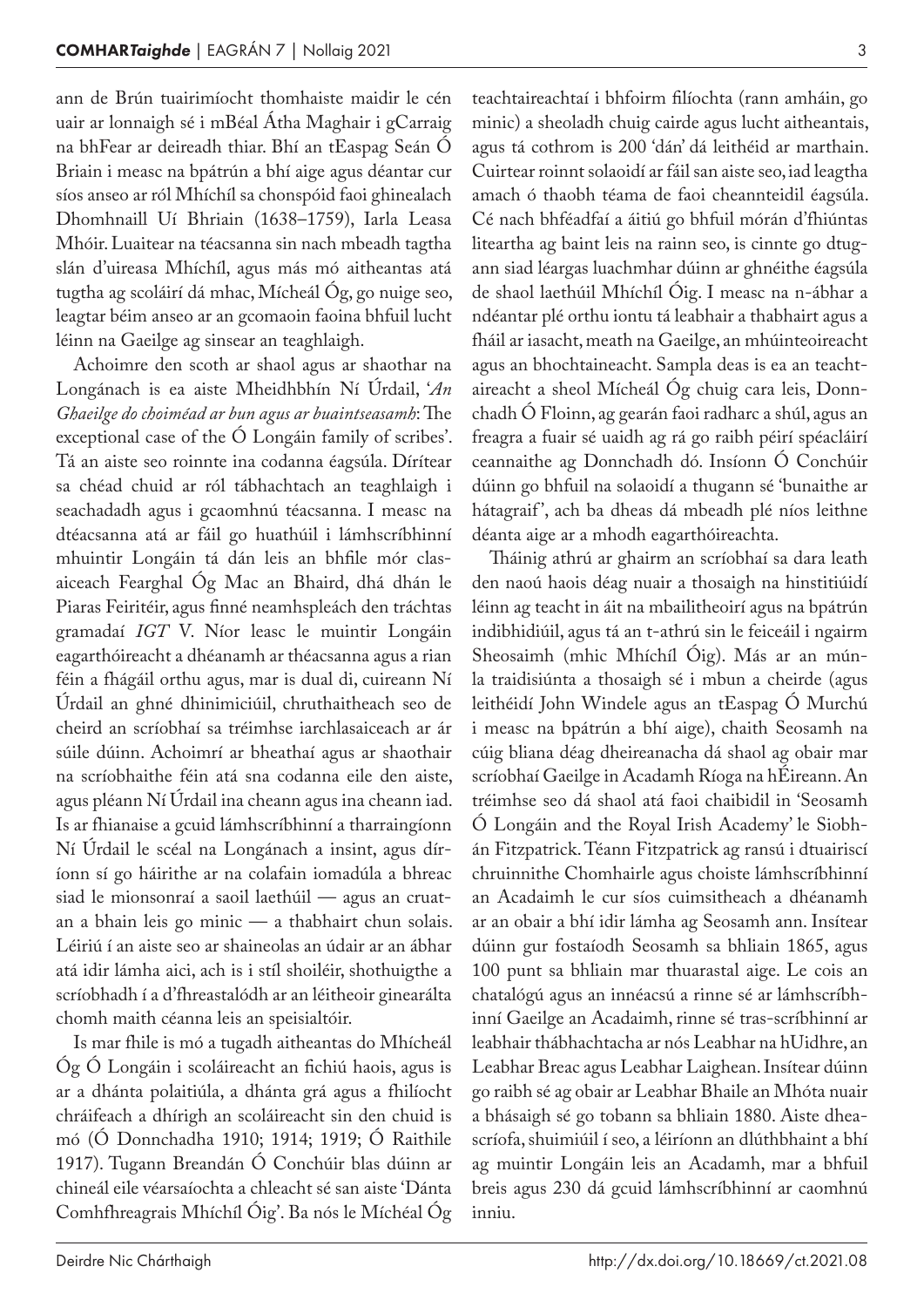ann de Brún tuairimíocht thomhaiste maidir le cén uair ar lonnaigh sé i mBéal Átha Maghair i gCarraig na bhFear ar deireadh thiar. Bhí an tEaspag Seán Ó Briain i measc na bpátrún a bhí aige agus déantar cur síos anseo ar ról Mhíchíl sa chonspóid faoi ghinealach Dhomhnaill Uí Bhriain (1638–1759), Iarla Leasa Mhóir. Luaitear na téacsanna sin nach mbeadh tagtha slán d'uireasa Mhíchíl, agus más mó aitheantas atá tugtha ag scoláirí dá mhac, Mícheál Óg, go nuige seo, leagtar béim anseo ar an gcomaoin faoina bhfuil lucht léinn na Gaeilge ag sinsear an teaghlaigh.

Achoimre den scoth ar shaol agus ar shaothar na Longánach is ea aiste Mheidhbhín Ní Úrdail, '*An Ghaeilge do choiméad ar bun agus ar buaintseasamh*: The exceptional case of the Ó Longáin family of scribes'. Tá an aiste seo roinnte ina codanna éagsúla. Dírítear sa chéad chuid ar ról tábhachtach an teaghlaigh i seachadadh agus i gcaomhnú téacsanna. I measc na dtéacsanna atá ar fáil go huathúil i lámhscríbhinní mhuintir Longáin tá dán leis an bhfile mór clasaiceach Fearghal Óg Mac an Bhaird, dhá dhán le Piaras Feiritéir, agus finné neamhspleách den tráchtas gramadaí *IGT* V. Níor leasc le muintir Longáin eagarthóireacht a dhéanamh ar théacsanna agus a rian féin a fhágáil orthu agus, mar is dual di, cuireann Ní Úrdail an ghné dhinimiciúil, chruthaitheach seo de cheird an scríobhaí sa tréimhse iarchlasaiceach ar ár súile dúinn. Achoimrí ar bheathaí agus ar shaothair na scríobhaithe féin atá sna codanna eile den aiste, agus pléann Ní Úrdail ina cheann agus ina cheann iad. Is ar fhianaise a gcuid lámhscríbhinní a tharraingíonn Ní Úrdail le scéal na Longánach a insint, agus díríonn sí go háirithe ar na colafain iomadúla a bhreac siad le mionsonraí a saoil laethúil — agus an cruatan a bhain leis go minic — a thabhairt chun solais. Léiriú í an aiste seo ar shaineolas an údair ar an ábhar atá idir lámha aici, ach is i stíl shoiléir, shothuigthe a scríobhadh í a d'fhreastalódh ar an léitheoir ginearálta chomh maith céanna leis an speisialtóir.

Is mar fhile is mó a tugadh aitheantas do Mhícheál Óg Ó Longáin i scoláireacht an fhichiú haois, agus is ar a dhánta polaitiúla, a dhánta grá agus a fhilíocht chráifeach a dhírigh an scoláireacht sin den chuid is mó (Ó Donnchadha 1910; 1914; 1919; Ó Raithile 1917). Tugann Breandán Ó Conchúir blas dúinn ar chineál eile véarsaíochta a chleacht sé san aiste 'Dánta Comhfhreagrais Mhíchíl Óig'. Ba nós le Míchéal Óg teachtaireachtaí i bhfoirm filíochta (rann amháin, go minic) a sheoladh chuig cairde agus lucht aitheantais, agus tá cothrom is 200 'dán' dá leithéid ar marthain. Cuirtear roinnt solaoidí ar fáil san aiste seo, iad leagtha amach ó thaobh téama de faoi cheannteidil éagsúla. Cé nach bhféadfaí a áitiú go bhfuil mórán d'fhiúntas liteartha ag baint leis na rainn seo, is cinnte go dtugann siad léargas luachmhar dúinn ar ghnéithe éagsúla de shaol laethúil Mhíchíl Óig. I measc na n-ábhar a ndéantar plé orthu iontu tá leabhair a thabhairt agus a fháil ar iasacht, meath na Gaeilge, an mhúinteoireacht agus an bhochtaineacht. Sampla deas is ea an teachtaireacht a sheol Mícheál Óg chuig cara leis, Donnchadh Ó Floinn, ag gearán faoi radharc a shúl, agus an freagra a fuair sé uaidh ag rá go raibh péirí spéacláirí ceannaithe ag Donnchadh dó. Insíonn Ó Conchúir dúinn go bhfuil na solaoidí a thugann sé 'bunaithe ar hátagraif', ach ba dheas dá mbeadh plé níos leithne déanta aige ar a mhodh eagarthóireachta.

Tháinig athrú ar ghairm an scríobhaí sa dara leath den naoú haois déag nuair a thosaigh na hinstitiúidí léinn ag teacht in áit na mbailitheoirí agus na bpátrún indibhidiúil, agus tá an t-athrú sin le feiceáil i ngairm Sheosaimh (mhic Mhíchíl Óig). Más ar an múnla traidisiúnta a thosaigh sé i mbun a cheirde (agus leithéidí John Windele agus an tEaspag Ó Murchú i measc na bpátrún a bhí aige), chaith Seosamh na cúig bliana déag dheireanacha dá shaol ag obair mar scríobhaí Gaeilge in Acadamh Ríoga na hÉireann. An tréimhse seo dá shaol atá faoi chaibidil in 'Seosamh Ó Longáin and the Royal Irish Academy' le Siobhán Fitzpatrick. Téann Fitzpatrick ag ransú i dtuairiscí chruinnithe Chomhairle agus choiste lámhscríbhinní an Acadaimh le cur síos cuimsitheach a dhéanamh ar an obair a bhí idir lámha ag Seosamh ann. Insítear dúinn gur fostaíodh Seosamh sa bhliain 1865, agus 100 punt sa bhliain mar thuarastal aige. Le cois an chatalógú agus an innéacsú a rinne sé ar lámhscríbhinní Gaeilge an Acadaimh, rinne sé tras-scríbhinní ar leabhair thábhachtacha ar nós Leabhar na hUidhre, an Leabhar Breac agus Leabhar Laighean. Insítear dúinn go raibh sé ag obair ar Leabhar Bhaile an Mhóta nuair a bhásaigh sé go tobann sa bhliain 1880. Aiste dheascríofa, shuimiúil í seo, a léiríonn an dlúthbhaint a bhí ag muintir Longáin leis an Acadamh, mar a bhfuil breis agus 230 dá gcuid lámhscríbhinní ar caomhnú inniu.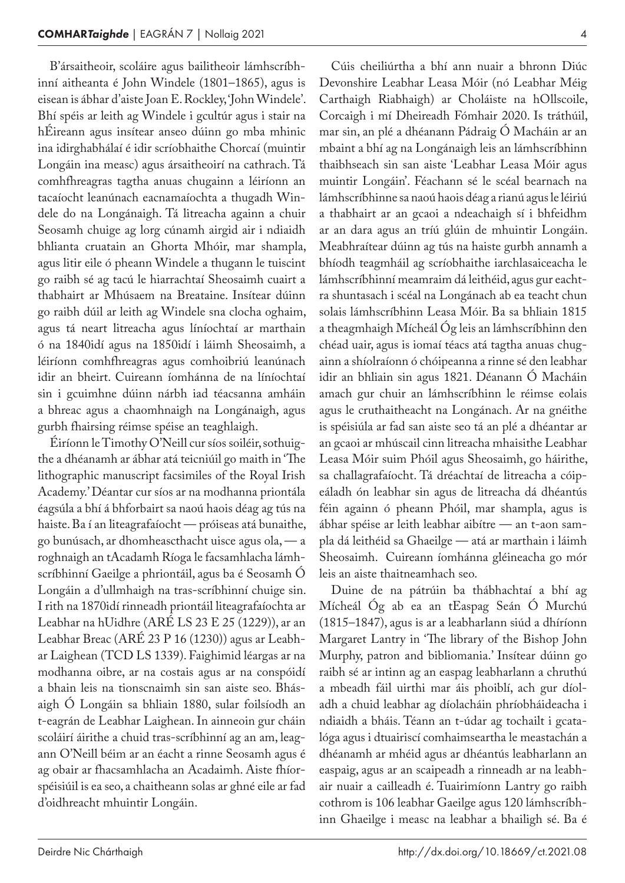B'ársaitheoir, scoláire agus bailitheoir lámhscríbhinní aitheanta é John Windele (1801–1865), agus is eisean is ábhar d'aiste Joan E. Rockley, 'John Windele'. Bhí spéis ar leith ag Windele i gcultúr agus i stair na hÉireann agus insítear anseo dúinn go mba mhinic ina idirghabhálaí é idir scríobhaithe Chorcaí (muintir Longáin ina measc) agus ársaitheoirí na cathrach. Tá comhfhreagras tagtha anuas chugainn a léiríonn an tacaíocht leanúnach eacnamaíochta a thugadh Windele do na Longánaigh. Tá litreacha againn a chuir Seosamh chuige ag lorg cúnamh airgid air i ndiaidh bhlianta cruatain an Ghorta Mhóir, mar shampla, agus litir eile ó pheann Windele a thugann le tuiscint go raibh sé ag tacú le hiarrachtaí Sheosaimh cuairt a thabhairt ar Mhúsaem na Breataine. Insítear dúinn go raibh dúil ar leith ag Windele sna clocha oghaim, agus tá neart litreacha agus líníochtaí ar marthain ó na 1840idí agus na 1850idí i láimh Sheosaimh, a léiríonn comhfhreagras agus comhoibriú leanúnach idir an bheirt. Cuireann íomhánna de na líníochtaí sin i gcuimhne dúinn nárbh iad téacsanna amháin a bhreac agus a chaomhnaigh na Longánaigh, agus gurbh fhairsing réimse spéise an teaghlaigh.

Éiríonn le Timothy O'Neill cur síos soiléir, sothuigthe a dhéanamh ar ábhar atá teicniúil go maith in 'The lithographic manuscript facsimiles of the Royal Irish Academy.' Déantar cur síos ar na modhanna priontála éagsúla a bhí á bhforbairt sa naoú haois déag ag tús na haiste. Ba í an liteagrafaíocht — próiseas atá bunaithe, go bunúsach, ar dhomheascthacht uisce agus ola, — a roghnaigh an tAcadamh Ríoga le facsamhlacha lámhscríbhinní Gaeilge a phriontáil, agus ba é Seosamh Ó Longáin a d'ullmhaigh na tras-scríbhinní chuige sin. I rith na 1870idí rinneadh priontáil liteagrafaíochta ar Leabhar na hUidhre (ARÉ LS 23 E 25 (1229)), ar an Leabhar Breac (ARÉ 23 P 16 (1230)) agus ar Leabhar Laighean (TCD LS 1339). Faighimid léargas ar na modhanna oibre, ar na costais agus ar na conspóidí a bhain leis na tionscnaimh sin san aiste seo. Bhásaigh Ó Longáin sa bhliain 1880, sular foilsíodh an t-eagrán de Leabhar Laighean. In ainneoin gur cháin scoláirí áirithe a chuid tras-scríbhinní ag an am, leagann O'Neill béim ar an éacht a rinne Seosamh agus é ag obair ar fhacsamhlacha an Acadaimh. Aiste fhíorspéisiúil is ea seo, a chaitheann solas ar ghné eile ar fad d'oidhreacht mhuintir Longáin.

Cúis cheiliúrtha a bhí ann nuair a bhronn Diúc Devonshire Leabhar Leasa Móir (nó Leabhar Méig Carthaigh Riabhaigh) ar Choláiste na hOllscoile, Corcaigh i mí Dheireadh Fómhair 2020. Is tráthúil, mar sin, an plé a dhéanann Pádraig Ó Macháin ar an mbaint a bhí ag na Longánaigh leis an lámhscríbhinn thaibhseach sin san aiste 'Leabhar Leasa Móir agus muintir Longáin'. Féachann sé le scéal bearnach na lámhscríbhinne sa naoú haois déag a rianú agus le léiriú a thabhairt ar an gcaoi a ndeachaigh sí i bhfeidhm ar an dara agus an tríú glúin de mhuintir Longáin. Meabhraítear dúinn ag tús na haiste gurbh annamh a bhíodh teagmháil ag scríobhaithe iarchlasaiceacha le lámhscríbhinní meamraim dá leithéid, agus gur eachtra shuntasach i scéal na Longánach ab ea teacht chun solais lámhscríbhinn Leasa Móir. Ba sa bhliain 1815 a theagmhaigh Mícheál Óg leis an lámhscríbhinn den chéad uair, agus is iomaí téacs atá tagtha anuas chugainn a shíolraíonn ó chóipeanna a rinne sé den leabhar idir an bhliain sin agus 1821. Déanann Ó Macháin amach gur chuir an lámhscríbhinn le réimse eolais agus le cruthaitheacht na Longánach. Ar na gnéithe is spéisiúla ar fad san aiste seo tá an plé a dhéantar ar an gcaoi ar mhúscail cinn litreacha mhaisithe Leabhar Leasa Móir suim Phóil agus Sheosaimh, go háirithe, sa challagrafaíocht. Tá dréachtaí de litreacha a cóipeáladh ón leabhar sin agus de litreacha dá dhéantús féin againn ó pheann Phóil, mar shampla, agus is ábhar spéise ar leith leabhar aibítre — an t-aon sampla dá leithéid sa Ghaeilge — atá ar marthain i láimh Sheosaimh. Cuireann íomhánna gléineacha go mór leis an aiste thaitneamhach seo.

Duine de na pátrúin ba thábhachtaí a bhí ag Mícheál Óg ab ea an tEaspag Seán Ó Murchú (1815–1847), agus is ar a leabharlann siúd a dhíríonn Margaret Lantry in 'The library of the Bishop John Murphy, patron and bibliomania.' Insítear dúinn go raibh sé ar intinn ag an easpag leabharlann a chruthú a mbeadh fáil uirthi mar áis phoiblí, ach gur díoladh a chuid leabhar ag díolacháin phríobháideacha i ndiaidh a bháis. Téann an t-údar ag tochailt i gcatalóga agus i dtuairiscí comhaimseartha le meastachán a dhéanamh ar mhéid agus ar dhéantús leabharlann an easpaig, agus ar an scaipeadh a rinneadh ar na leabhair nuair a cailleadh é. Tuairimíonn Lantry go raibh cothrom is 106 leabhar Gaeilge agus 120 lámhscríbhinn Ghaeilge i measc na leabhar a bhailigh sé. Ba é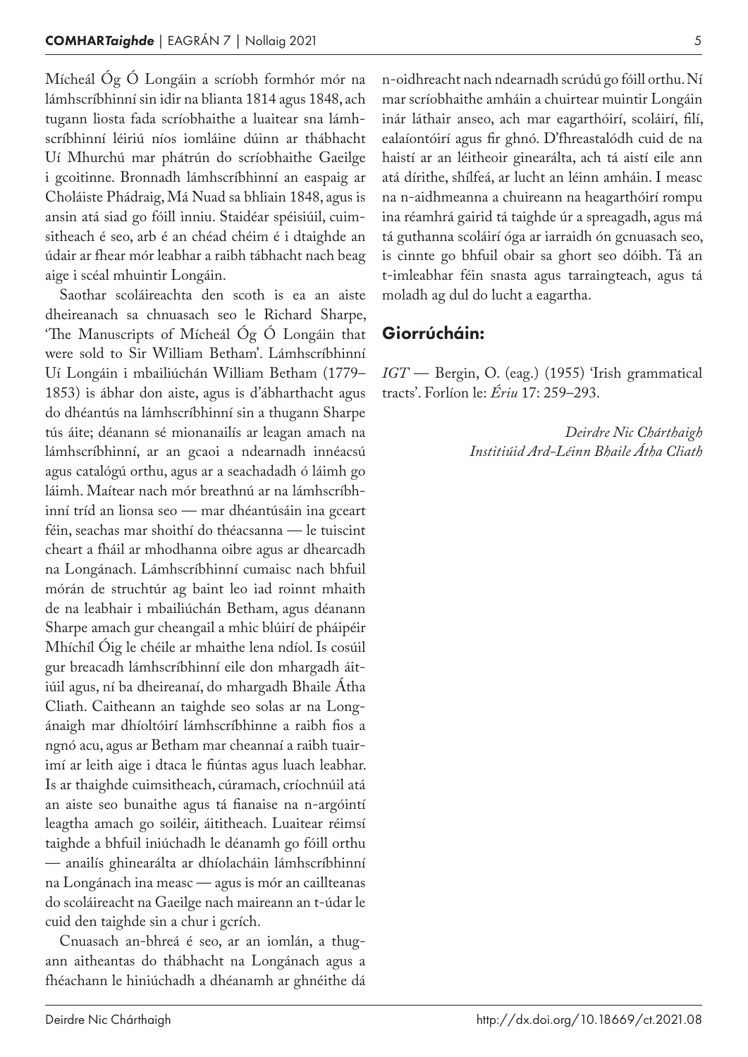Mícheál Óg Ó Longáin a scríobh formhór mór na lámhscríbhinní sin idir na blianta 1814 agus 1848, ach tugann liosta fada scríobhaithe a luaitear sna lámhscríbhinní léiriú níos iomláine dúinn ar thábhacht Uí Mhurchú mar phátrún do scríobhaithe Gaeilge i gcoitinne. Bronnadh lámhscríbhinní an easpaig ar Choláiste Phádraig, Má Nuad sa bhliain 1848, agus is ansin atá siad go fóill inniu. Staidéar spéisiúil, cuimsitheach é seo, arb é an chéad chéim é i dtaighde an údair ar fhear mór leabhar a raibh tábhacht nach beag aige i scéal mhuintir Longáin.

Saothar scoláireachta den scoth is ea an aiste dheireanach sa chnuasach seo le Richard Sharpe, 'The Manuscripts of Mícheál Óg Ó Longáin that were sold to Sir William Betham'. Lámhscríbhinní Uí Longáin i mbailiúchán William Betham (1779–1853) is ábhar don aiste, agus is d'ábharthacht agus do dhéantús na lámhscríbhinní sin a thugann Sharpe tús áite; déanann sé mionanailís ar leagan amach na lámhscríbhinní, ar an gcaoi a ndearnadh innéacsú agus catalógú orthu, agus ar a seachadadh ó láimh go láimh. Maítear nach mór breathnú ar na lámhscríbhinní tríd an lionsa seo — mar dhéantúsáin ina gceart féin, seachas mar shoithí do théacsanna — le tuiscint cheart a fháil ar mhodhanna oibre agus ar dhearcadh na Longánach. Lámhscríbhinní cumaisc nach bhfuil mórán de struchtúr ag baint leo iad roinnt mhaith de na leabhair i mbailiúchán Betham, agus déanann Sharpe amach gur cheangail a mhic blúirí de pháipéir Mhíchíl Óig le chéile ar mhaithe lena ndíol. Is cosúil gur breacadh lámhscríbhinní eile don mhargadh áitiúil agus, ní ba dheireanaí, do mhargadh Bhaile Átha Cliath. Caitheann an taighde seo solas ar na Longánaigh mar dhíoltóirí lámhscríbhinne a raibh fios a ngnó acu, agus ar Betham mar cheannaí a raibh tuairimí ar leith aige i dtaca le fiúntas agus luach leabhar. Is ar thaighde cuimsitheach, cúramach, críochnúil atá an aiste seo bunaithe agus tá fianaise na n-argóintí leagtha amach go soiléir, áititheach. Luaitear réimsí taighde a bhfuil iniúchadh le déanamh go fóill orthu — anailís ghinearálta ar dhíolacháin lámhscríbhinní na Longánach ina measc — agus is mór an caillteanas do scoláireacht na Gaeilge nach maireann an t-údar le cuid den taighde sin a chur i gcrích.

Cnuasach an-bhreá é seo, ar an iomlán, a thugann aitheantas do thábhacht na Longánach agus a fhéachann le hiniúchadh a dhéanamh ar ghnéithe dá n-oidhreacht nach ndearnadh scrúdú go fóill orthu. Ní mar scríobhaithe amháin a chuirtear muintir Longáin inár láthair anseo, ach mar eagarthóirí, scoláirí, filí, ealaíontóirí agus fir ghnó. D'fhreastalódh cuid de na haistí ar an léitheoir ginearálta, ach tá aistí eile ann atá dírithe, shílfeá, ar lucht an léinn amháin. I measc na n-aidhmeanna a chuireann na heagarthóirí rompu ina réamhrá gairid tá taighde úr a spreagadh, agus má tá guthanna scoláirí óga ar iarraidh ón gcnuasach seo, is cinnte go bhfuil obair sa ghort seo dóibh. Tá an t-imleabhar féin snasta agus tarraingteach, agus tá moladh ag dul do lucht a eagartha.

## Giorrúcháin:

*IGT* — Bergin, O. (eag.) (1955) 'Irish grammatical tracts'. Forlíon le: *Ériu* 17: 259–293.

*Deirdre Nic Chárthaigh*
*Institiúid Ard-Léinn Bhaile Átha Cliath*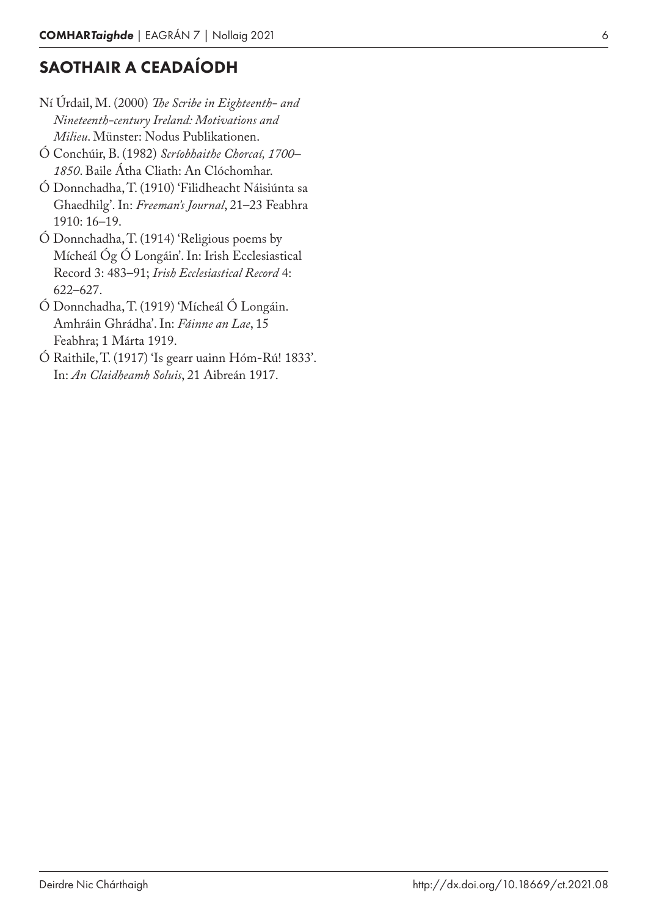## SAOTHAIR A CEADAÍODH

Ní Úrdail, M. (2000) *The Scribe in Eighteenth- and Nineteenth-century Ireland: Motivations and Milieu*. Münster: Nodus Publikationen.

Ó Conchúir, B. (1982) *Scríobhaithe Chorcaí, 1700–1850*. Baile Átha Cliath: An Clóchomhar.

Ó Donnchadha, T. (1910) 'Filidheacht Náisiúnta sa Ghaedhilg'. In: *Freeman's Journal*, 21–23 Feabhra 1910: 16–19.

Ó Donnchadha, T. (1914) 'Religious poems by Mícheál Óg Ó Longáin'. In: Irish Ecclesiastical Record 3: 483–91; *Irish Ecclesiastical Record* 4: 622–627.

Ó Donnchadha, T. (1919) 'Mícheál Ó Longáin. Amhráin Ghrádha'. In: *Fáinne an Lae*, 15 Feabhra; 1 Márta 1919.

Ó Raithile, T. (1917) 'Is gearr uainn Hóm-Rú! 1833'. In: *An Claidheamh Soluis*, 21 Aibreán 1917.